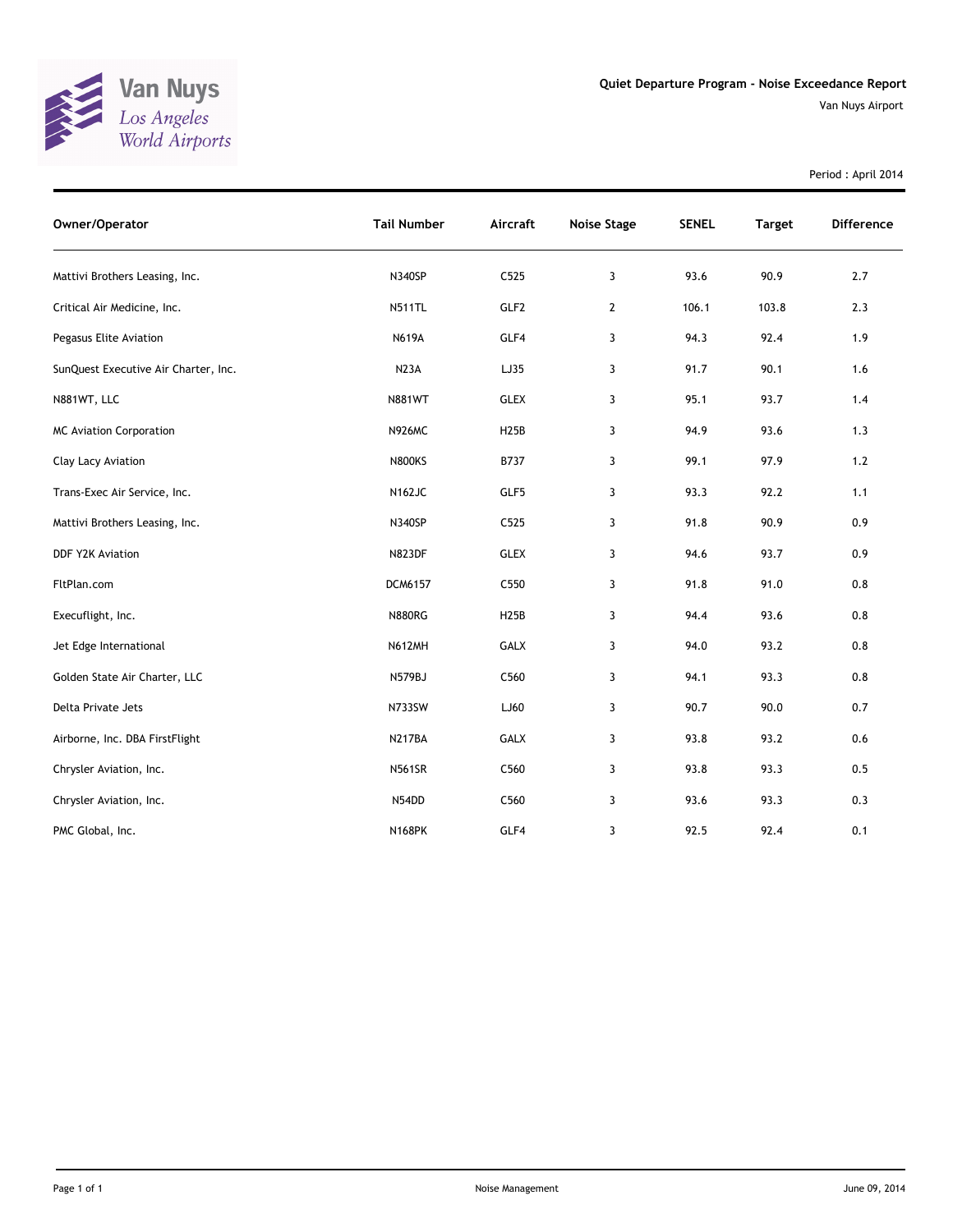Van Nuys
Los Angeles World Airports

**Quiet Departure Program - Noise Exceedance Report**

Van Nuys Airport

Period : April 2014

| Owner/Operator | Tail Number | Aircraft | Noise Stage | SENEL | Target | Difference |
|---|---|---|---|---|---|---|
| Mattivi Brothers Leasing, Inc. | N340SP | C525 | 3 | 93.6 | 90.9 | 2.7 |
| Critical Air Medicine, Inc. | N511TL | GLF2 | 2 | 106.1 | 103.8 | 2.3 |
| Pegasus Elite Aviation | N619A | GLF4 | 3 | 94.3 | 92.4 | 1.9 |
| SunQuest Executive Air Charter, Inc. | N23A | LJ35 | 3 | 91.7 | 90.1 | 1.6 |
| N881WT, LLC | N881WT | GLEX | 3 | 95.1 | 93.7 | 1.4 |
| MC Aviation Corporation | N926MC | H25B | 3 | 94.9 | 93.6 | 1.3 |
| Clay Lacy Aviation | N800KS | B737 | 3 | 99.1 | 97.9 | 1.2 |
| Trans-Exec Air Service, Inc. | N162JC | GLF5 | 3 | 93.3 | 92.2 | 1.1 |
| Mattivi Brothers Leasing, Inc. | N340SP | C525 | 3 | 91.8 | 90.9 | 0.9 |
| DDF Y2K Aviation | N823DF | GLEX | 3 | 94.6 | 93.7 | 0.9 |
| FltPlan.com | DCM6157 | C550 | 3 | 91.8 | 91.0 | 0.8 |
| Execuflight, Inc. | N880RG | H25B | 3 | 94.4 | 93.6 | 0.8 |
| Jet Edge International | N612MH | GALX | 3 | 94.0 | 93.2 | 0.8 |
| Golden State Air Charter, LLC | N579BJ | C560 | 3 | 94.1 | 93.3 | 0.8 |
| Delta Private Jets | N733SW | LJ60 | 3 | 90.7 | 90.0 | 0.7 |
| Airborne, Inc. DBA FirstFlight | N217BA | GALX | 3 | 93.8 | 93.2 | 0.6 |
| Chrysler Aviation, Inc. | N561SR | C560 | 3 | 93.8 | 93.3 | 0.5 |
| Chrysler Aviation, Inc. | N54DD | C560 | 3 | 93.6 | 93.3 | 0.3 |
| PMC Global, Inc. | N168PK | GLF4 | 3 | 92.5 | 92.4 | 0.1 |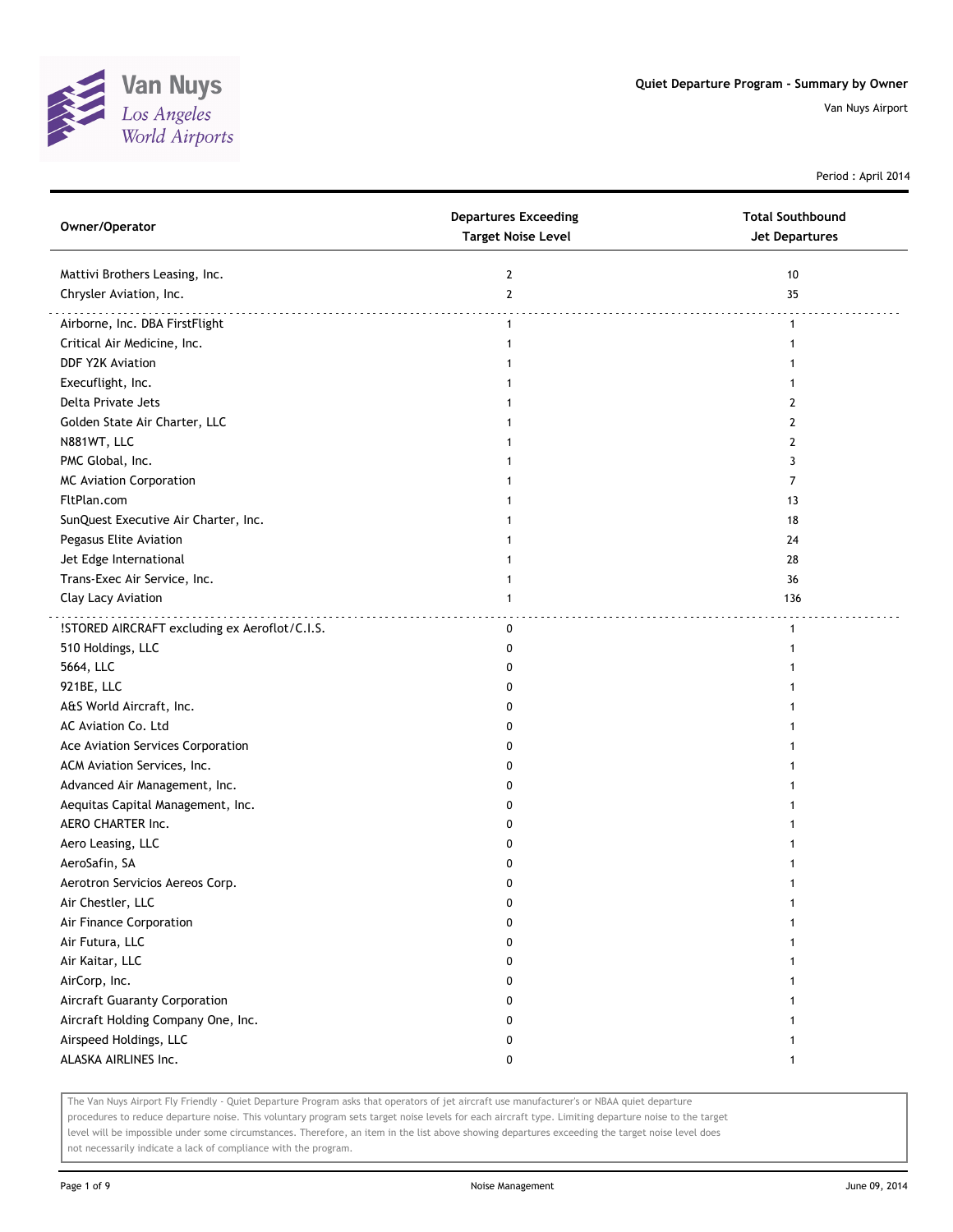# Quiet Departure Program - Summary by Owner

Van Nuys Airport

Period : April 2014

| Owner/Operator | Departures Exceeding Target Noise Level | Total Southbound Jet Departures |
|---|---|---|
| Mattivi Brothers Leasing, Inc. | 2 | 10 |
| Chrysler Aviation, Inc. | 2 | 35 |
| Airborne, Inc. DBA FirstFlight | 1 | 1 |
| Critical Air Medicine, Inc. | 1 | 1 |
| DDF Y2K Aviation | 1 | 1 |
| Execuflight, Inc. | 1 | 1 |
| Delta Private Jets | 1 | 2 |
| Golden State Air Charter, LLC | 1 | 2 |
| N881WT, LLC | 1 | 2 |
| PMC Global, Inc. | 1 | 3 |
| MC Aviation Corporation | 1 | 7 |
| FltPlan.com | 1 | 13 |
| SunQuest Executive Air Charter, Inc. | 1 | 18 |
| Pegasus Elite Aviation | 1 | 24 |
| Jet Edge International | 1 | 28 |
| Trans-Exec Air Service, Inc. | 1 | 36 |
| Clay Lacy Aviation | 1 | 136 |
| !STORED AIRCRAFT excluding ex Aeroflot/C.I.S. | 0 | 1 |
| 510 Holdings, LLC | 0 | 1 |
| 5664, LLC | 0 | 1 |
| 921BE, LLC | 0 | 1 |
| A&S World Aircraft, Inc. | 0 | 1 |
| AC Aviation Co. Ltd | 0 | 1 |
| Ace Aviation Services Corporation | 0 | 1 |
| ACM Aviation Services, Inc. | 0 | 1 |
| Advanced Air Management, Inc. | 0 | 1 |
| Aequitas Capital Management, Inc. | 0 | 1 |
| AERO CHARTER Inc. | 0 | 1 |
| Aero Leasing, LLC | 0 | 1 |
| AeroSafin, SA | 0 | 1 |
| Aerotron Servicios Aereos Corp. | 0 | 1 |
| Air Chestler, LLC | 0 | 1 |
| Air Finance Corporation | 0 | 1 |
| Air Futura, LLC | 0 | 1 |
| Air Kaitar, LLC | 0 | 1 |
| AirCorp, Inc. | 0 | 1 |
| Aircraft Guaranty Corporation | 0 | 1 |
| Aircraft Holding Company One, Inc. | 0 | 1 |
| Airspeed Holdings, LLC | 0 | 1 |
| ALASKA AIRLINES Inc. | 0 | 1 |

The Van Nuys Airport Fly Friendly - Quiet Departure Program asks that operators of jet aircraft use manufacturer's or NBAA quiet departure procedures to reduce departure noise. This voluntary program sets target noise levels for each aircraft type. Limiting departure noise to the target level will be impossible under some circumstances. Therefore, an item in the list above showing departures exceeding the target noise level does not necessarily indicate a lack of compliance with the program.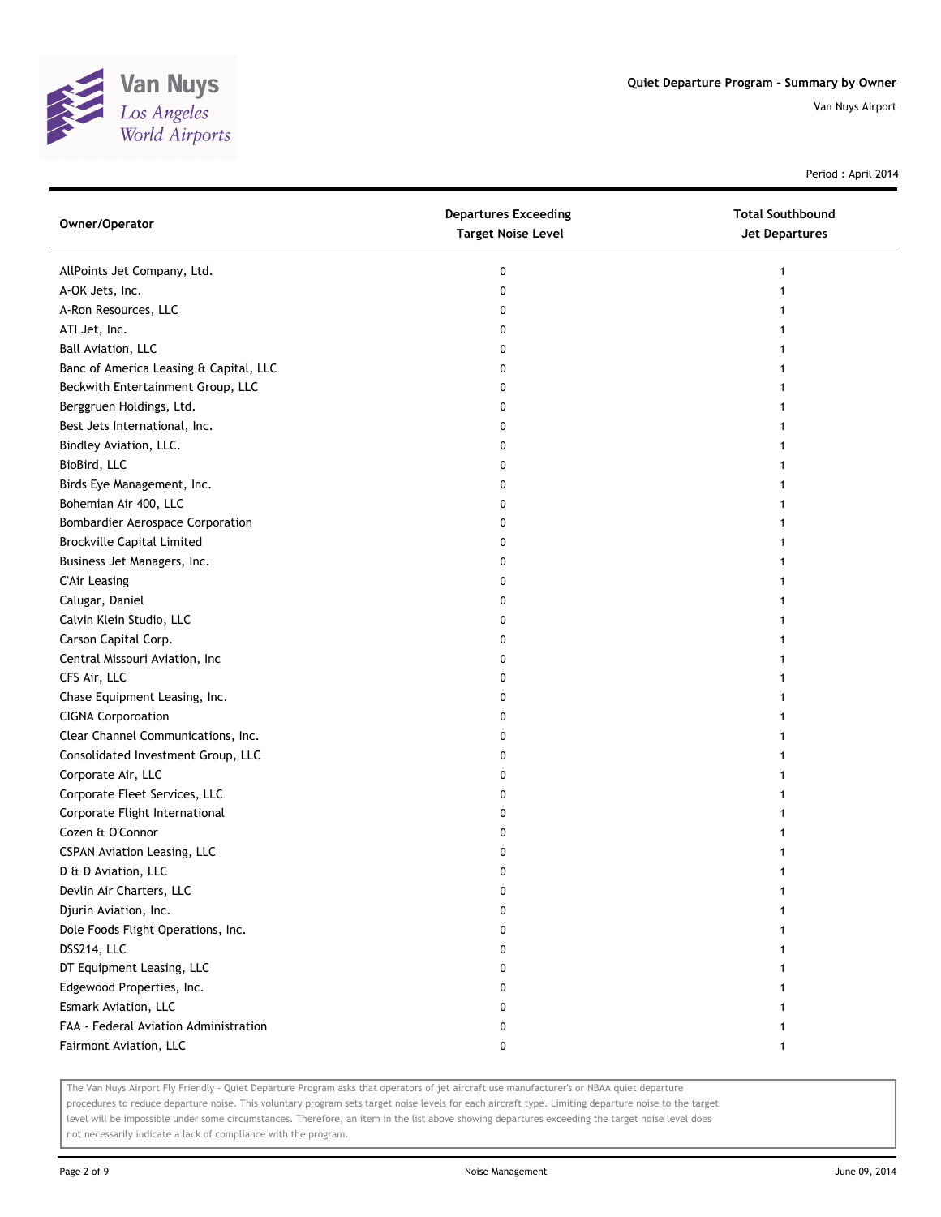Quiet Departure Program - Summary by Owner

Van Nuys Airport

Period : April 2014

| Owner/Operator | Departures Exceeding Target Noise Level | Total Southbound Jet Departures |
|---|---|---|
| AllPoints Jet Company, Ltd. | 0 | 1 |
| A-OK Jets, Inc. | 0 | 1 |
| A-Ron Resources, LLC | 0 | 1 |
| ATI Jet, Inc. | 0 | 1 |
| Ball Aviation, LLC | 0 | 1 |
| Banc of America Leasing & Capital, LLC | 0 | 1 |
| Beckwith Entertainment Group, LLC | 0 | 1 |
| Berggruen Holdings, Ltd. | 0 | 1 |
| Best Jets International, Inc. | 0 | 1 |
| Bindley Aviation, LLC. | 0 | 1 |
| BioBird, LLC | 0 | 1 |
| Birds Eye Management, Inc. | 0 | 1 |
| Bohemian Air 400, LLC | 0 | 1 |
| Bombardier Aerospace Corporation | 0 | 1 |
| Brockville Capital Limited | 0 | 1 |
| Business Jet Managers, Inc. | 0 | 1 |
| C'Air Leasing | 0 | 1 |
| Calugar, Daniel | 0 | 1 |
| Calvin Klein Studio, LLC | 0 | 1 |
| Carson Capital Corp. | 0 | 1 |
| Central Missouri Aviation, Inc | 0 | 1 |
| CFS Air, LLC | 0 | 1 |
| Chase Equipment Leasing, Inc. | 0 | 1 |
| CIGNA Corporoation | 0 | 1 |
| Clear Channel Communications, Inc. | 0 | 1 |
| Consolidated Investment Group, LLC | 0 | 1 |
| Corporate Air, LLC | 0 | 1 |
| Corporate Fleet Services, LLC | 0 | 1 |
| Corporate Flight International | 0 | 1 |
| Cozen & O'Connor | 0 | 1 |
| CSPAN Aviation Leasing, LLC | 0 | 1 |
| D & D Aviation, LLC | 0 | 1 |
| Devlin Air Charters, LLC | 0 | 1 |
| Djurin Aviation, Inc. | 0 | 1 |
| Dole Foods Flight Operations, Inc. | 0 | 1 |
| DSS214, LLC | 0 | 1 |
| DT Equipment Leasing, LLC | 0 | 1 |
| Edgewood Properties, Inc. | 0 | 1 |
| Esmark Aviation, LLC | 0 | 1 |
| FAA - Federal Aviation Administration | 0 | 1 |
| Fairmont Aviation, LLC | 0 | 1 |

The Van Nuys Airport Fly Friendly - Quiet Departure Program asks that operators of jet aircraft use manufacturer's or NBAA quiet departure procedures to reduce departure noise. This voluntary program sets target noise levels for each aircraft type. Limiting departure noise to the target level will be impossible under some circumstances. Therefore, an item in the list above showing departures exceeding the target noise level does not necessarily indicate a lack of compliance with the program.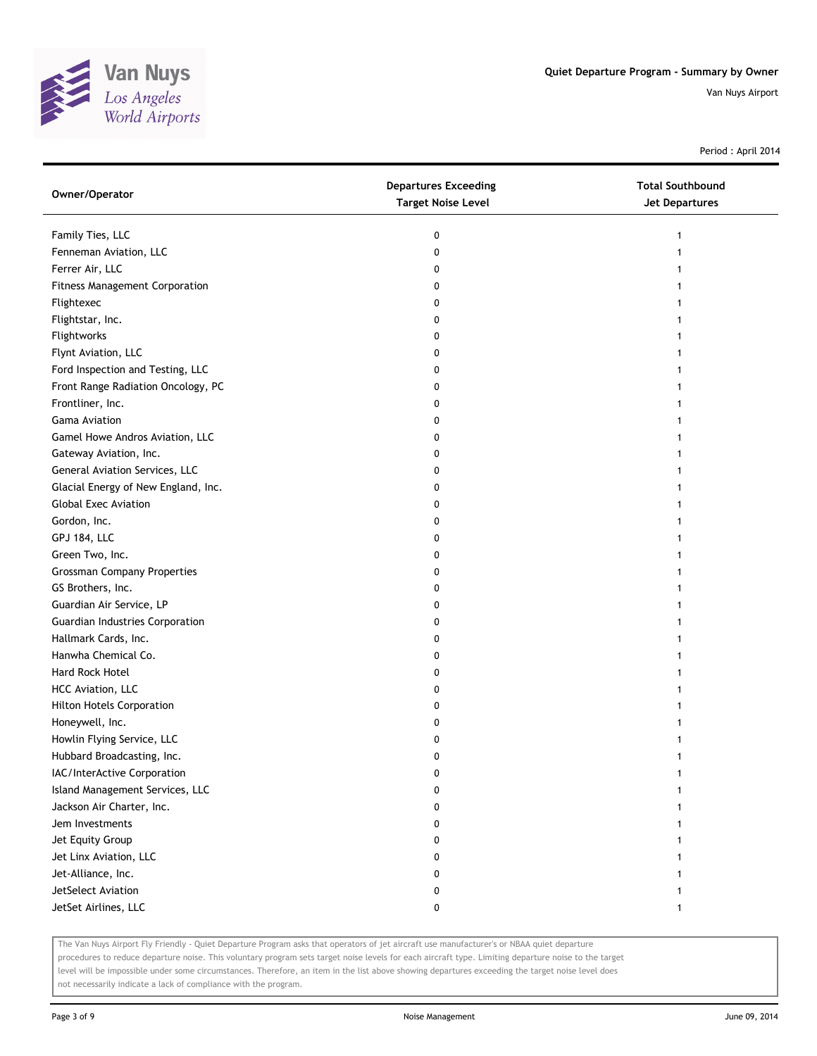# Quiet Departure Program - Summary by Owner

Van Nuys Airport

Period : April 2014

| Owner/Operator | Departures Exceeding Target Noise Level | Total Southbound Jet Departures |
|---|---|---|
| Family Ties, LLC | 0 | 1 |
| Fenneman Aviation, LLC | 0 | 1 |
| Ferrer Air, LLC | 0 | 1 |
| Fitness Management Corporation | 0 | 1 |
| Flightexec | 0 | 1 |
| Flightstar, Inc. | 0 | 1 |
| Flightworks | 0 | 1 |
| Flynt Aviation, LLC | 0 | 1 |
| Ford Inspection and Testing, LLC | 0 | 1 |
| Front Range Radiation Oncology, PC | 0 | 1 |
| Frontliner, Inc. | 0 | 1 |
| Gama Aviation | 0 | 1 |
| Gamel Howe Andros Aviation, LLC | 0 | 1 |
| Gateway Aviation, Inc. | 0 | 1 |
| General Aviation Services, LLC | 0 | 1 |
| Glacial Energy of New England, Inc. | 0 | 1 |
| Global Exec Aviation | 0 | 1 |
| Gordon, Inc. | 0 | 1 |
| GPJ 184, LLC | 0 | 1 |
| Green Two, Inc. | 0 | 1 |
| Grossman Company Properties | 0 | 1 |
| GS Brothers, Inc. | 0 | 1 |
| Guardian Air Service, LP | 0 | 1 |
| Guardian Industries Corporation | 0 | 1 |
| Hallmark Cards, Inc. | 0 | 1 |
| Hanwha Chemical Co. | 0 | 1 |
| Hard Rock Hotel | 0 | 1 |
| HCC Aviation, LLC | 0 | 1 |
| Hilton Hotels Corporation | 0 | 1 |
| Honeywell, Inc. | 0 | 1 |
| Howlin Flying Service, LLC | 0 | 1 |
| Hubbard Broadcasting, Inc. | 0 | 1 |
| IAC/InterActive Corporation | 0 | 1 |
| Island Management Services, LLC | 0 | 1 |
| Jackson Air Charter, Inc. | 0 | 1 |
| Jem Investments | 0 | 1 |
| Jet Equity Group | 0 | 1 |
| Jet Linx Aviation, LLC | 0 | 1 |
| Jet-Alliance, Inc. | 0 | 1 |
| JetSelect Aviation | 0 | 1 |
| JetSet Airlines, LLC | 0 | 1 |

The Van Nuys Airport Fly Friendly - Quiet Departure Program asks that operators of jet aircraft use manufacturer's or NBAA quiet departure procedures to reduce departure noise. This voluntary program sets target noise levels for each aircraft type. Limiting departure noise to the target level will be impossible under some circumstances. Therefore, an item in the list above showing departures exceeding the target noise level does not necessarily indicate a lack of compliance with the program.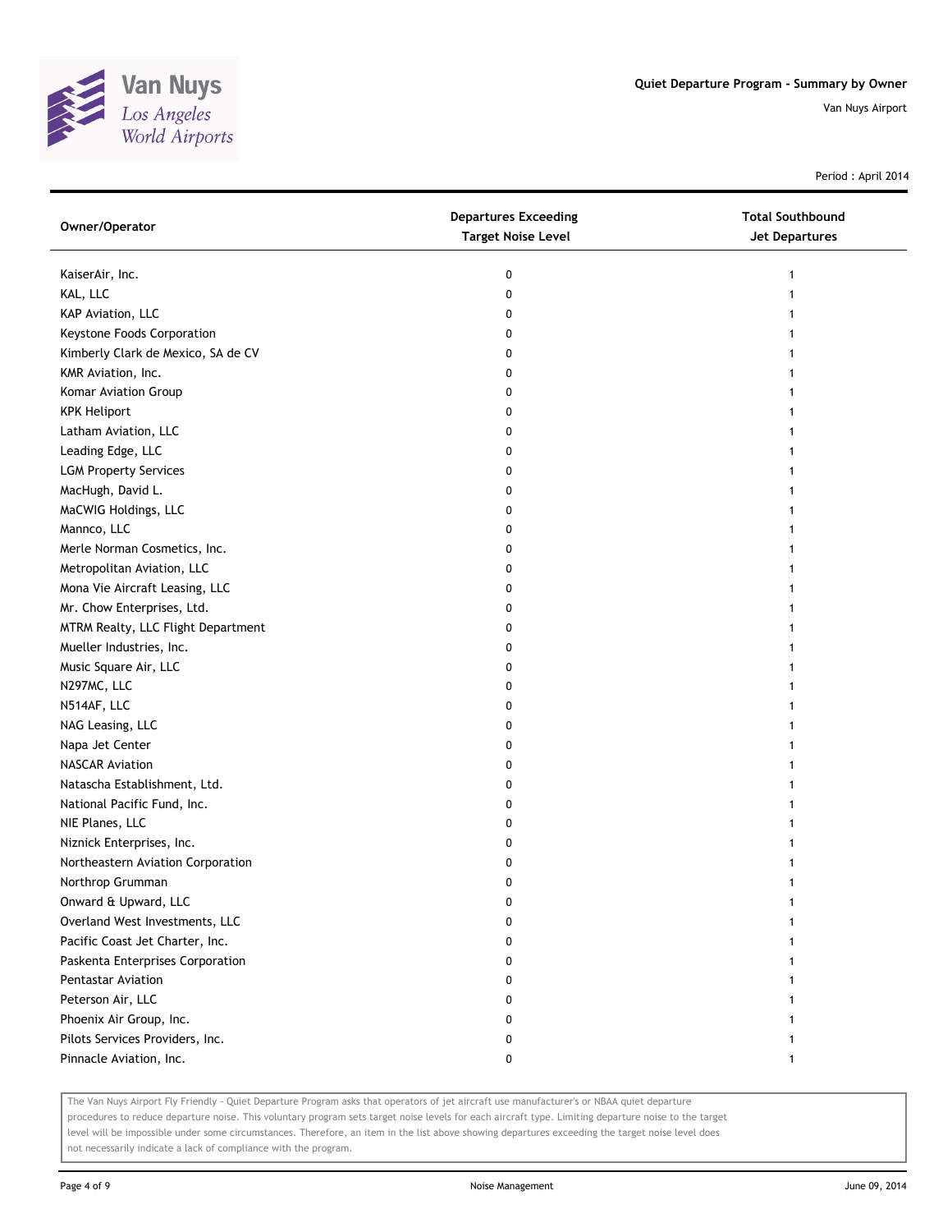## Quiet Departure Program - Summary by Owner

Van Nuys Airport

Period : April 2014

| Owner/Operator | Departures Exceeding Target Noise Level | Total Southbound Jet Departures |
|---|---|---|
| KaiserAir, Inc. | 0 | 1 |
| KAL, LLC | 0 | 1 |
| KAP Aviation, LLC | 0 | 1 |
| Keystone Foods Corporation | 0 | 1 |
| Kimberly Clark de Mexico, SA de CV | 0 | 1 |
| KMR Aviation, Inc. | 0 | 1 |
| Komar Aviation Group | 0 | 1 |
| KPK Heliport | 0 | 1 |
| Latham Aviation, LLC | 0 | 1 |
| Leading Edge, LLC | 0 | 1 |
| LGM Property Services | 0 | 1 |
| MacHugh, David L. | 0 | 1 |
| MaCWIG Holdings, LLC | 0 | 1 |
| Mannco, LLC | 0 | 1 |
| Merle Norman Cosmetics, Inc. | 0 | 1 |
| Metropolitan Aviation, LLC | 0 | 1 |
| Mona Vie Aircraft Leasing, LLC | 0 | 1 |
| Mr. Chow Enterprises, Ltd. | 0 | 1 |
| MTRM Realty, LLC Flight Department | 0 | 1 |
| Mueller Industries, Inc. | 0 | 1 |
| Music Square Air, LLC | 0 | 1 |
| N297MC, LLC | 0 | 1 |
| N514AF, LLC | 0 | 1 |
| NAG Leasing, LLC | 0 | 1 |
| Napa Jet Center | 0 | 1 |
| NASCAR Aviation | 0 | 1 |
| Natascha Establishment, Ltd. | 0 | 1 |
| National Pacific Fund, Inc. | 0 | 1 |
| NIE Planes, LLC | 0 | 1 |
| Niznick Enterprises, Inc. | 0 | 1 |
| Northeastern Aviation Corporation | 0 | 1 |
| Northrop Grumman | 0 | 1 |
| Onward & Upward, LLC | 0 | 1 |
| Overland West Investments, LLC | 0 | 1 |
| Pacific Coast Jet Charter, Inc. | 0 | 1 |
| Paskenta Enterprises Corporation | 0 | 1 |
| Pentastar Aviation | 0 | 1 |
| Peterson Air, LLC | 0 | 1 |
| Phoenix Air Group, Inc. | 0 | 1 |
| Pilots Services Providers, Inc. | 0 | 1 |
| Pinnacle Aviation, Inc. | 0 | 1 |

The Van Nuys Airport Fly Friendly - Quiet Departure Program asks that operators of jet aircraft use manufacturer's or NBAA quiet departure procedures to reduce departure noise. This voluntary program sets target noise levels for each aircraft type. Limiting departure noise to the target level will be impossible under some circumstances. Therefore, an item in the list above showing departures exceeding the target noise level does not necessarily indicate a lack of compliance with the program.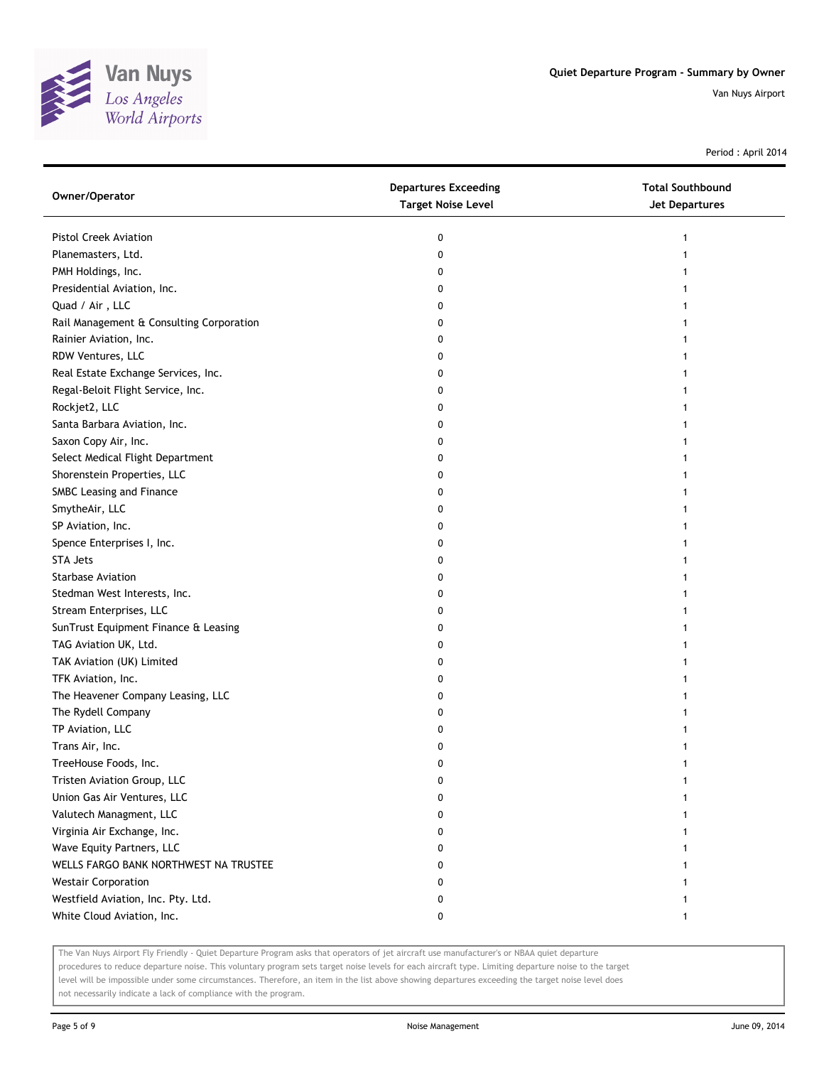Quiet Departure Program - Summary by Owner

Van Nuys Airport

Period : April 2014

| Owner/Operator | Departures Exceeding Target Noise Level | Total Southbound Jet Departures |
|---|---|---|
| Pistol Creek Aviation | 0 | 1 |
| Planemasters, Ltd. | 0 | 1 |
| PMH Holdings, Inc. | 0 | 1 |
| Presidential Aviation, Inc. | 0 | 1 |
| Quad / Air , LLC | 0 | 1 |
| Rail Management & Consulting Corporation | 0 | 1 |
| Rainier Aviation, Inc. | 0 | 1 |
| RDW Ventures, LLC | 0 | 1 |
| Real Estate Exchange Services, Inc. | 0 | 1 |
| Regal-Beloit Flight Service, Inc. | 0 | 1 |
| Rockjet2, LLC | 0 | 1 |
| Santa Barbara Aviation, Inc. | 0 | 1 |
| Saxon Copy Air, Inc. | 0 | 1 |
| Select Medical Flight Department | 0 | 1 |
| Shorenstein Properties, LLC | 0 | 1 |
| SMBC Leasing and Finance | 0 | 1 |
| SmytheAir, LLC | 0 | 1 |
| SP Aviation, Inc. | 0 | 1 |
| Spence Enterprises I, Inc. | 0 | 1 |
| STA Jets | 0 | 1 |
| Starbase Aviation | 0 | 1 |
| Stedman West Interests, Inc. | 0 | 1 |
| Stream Enterprises, LLC | 0 | 1 |
| SunTrust Equipment Finance & Leasing | 0 | 1 |
| TAG Aviation UK, Ltd. | 0 | 1 |
| TAK Aviation (UK) Limited | 0 | 1 |
| TFK Aviation, Inc. | 0 | 1 |
| The Heavener Company Leasing, LLC | 0 | 1 |
| The Rydell Company | 0 | 1 |
| TP Aviation, LLC | 0 | 1 |
| Trans Air, Inc. | 0 | 1 |
| TreeHouse Foods, Inc. | 0 | 1 |
| Tristen Aviation Group, LLC | 0 | 1 |
| Union Gas Air Ventures, LLC | 0 | 1 |
| Valutech Managment, LLC | 0 | 1 |
| Virginia Air Exchange, Inc. | 0 | 1 |
| Wave Equity Partners, LLC | 0 | 1 |
| WELLS FARGO BANK NORTHWEST NA TRUSTEE | 0 | 1 |
| Westair Corporation | 0 | 1 |
| Westfield Aviation, Inc. Pty. Ltd. | 0 | 1 |
| White Cloud Aviation, Inc. | 0 | 1 |

The Van Nuys Airport Fly Friendly - Quiet Departure Program asks that operators of jet aircraft use manufacturer's or NBAA quiet departure procedures to reduce departure noise. This voluntary program sets target noise levels for each aircraft type. Limiting departure noise to the target level will be impossible under some circumstances. Therefore, an item in the list above showing departures exceeding the target noise level does not necessarily indicate a lack of compliance with the program.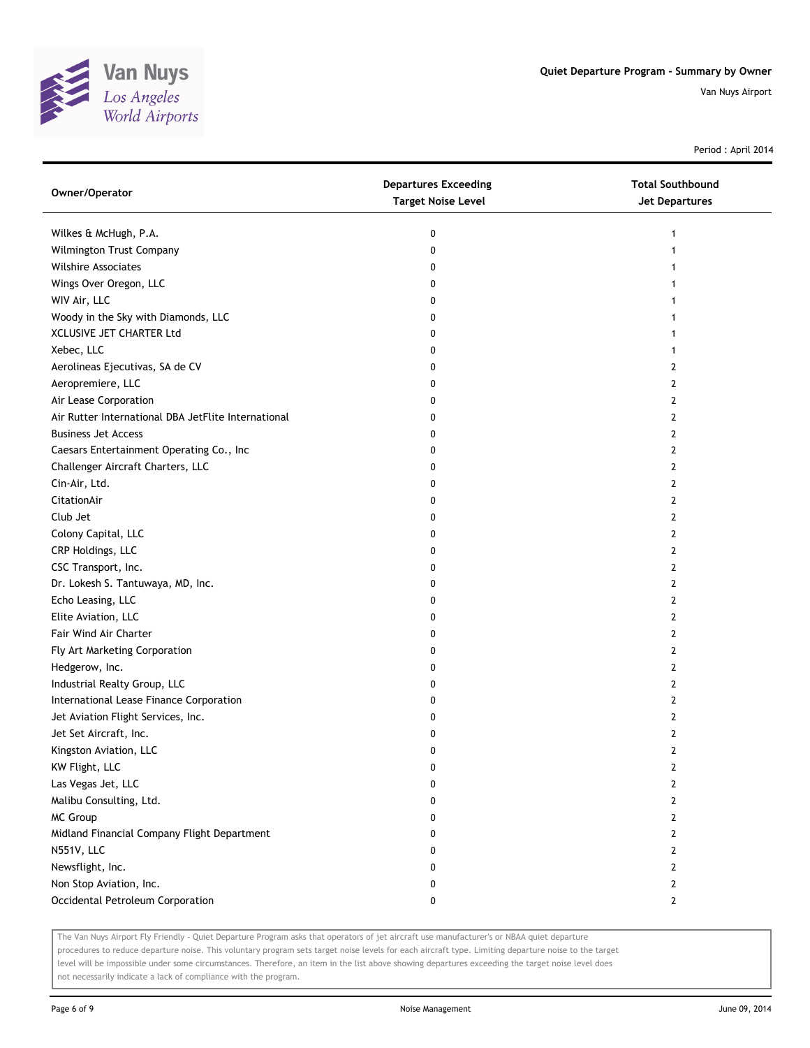# Quiet Departure Program - Summary by Owner

Van Nuys Airport

Period : April 2014

| Owner/Operator | Departures Exceeding Target Noise Level | Total Southbound Jet Departures |
|---|---|---|
| Wilkes & McHugh, P.A. | 0 | 1 |
| Wilmington Trust Company | 0 | 1 |
| Wilshire Associates | 0 | 1 |
| Wings Over Oregon, LLC | 0 | 1 |
| WIV Air, LLC | 0 | 1 |
| Woody in the Sky with Diamonds, LLC | 0 | 1 |
| XCLUSIVE JET CHARTER Ltd | 0 | 1 |
| Xebec, LLC | 0 | 1 |
| Aerolineas Ejecutivas, SA de CV | 0 | 2 |
| Aeropremiere, LLC | 0 | 2 |
| Air Lease Corporation | 0 | 2 |
| Air Rutter International DBA JetFlite International | 0 | 2 |
| Business Jet Access | 0 | 2 |
| Caesars Entertainment Operating Co., Inc | 0 | 2 |
| Challenger Aircraft Charters, LLC | 0 | 2 |
| Cin-Air, Ltd. | 0 | 2 |
| CitationAir | 0 | 2 |
| Club Jet | 0 | 2 |
| Colony Capital, LLC | 0 | 2 |
| CRP Holdings, LLC | 0 | 2 |
| CSC Transport, Inc. | 0 | 2 |
| Dr. Lokesh S. Tantuwaya, MD, Inc. | 0 | 2 |
| Echo Leasing, LLC | 0 | 2 |
| Elite Aviation, LLC | 0 | 2 |
| Fair Wind Air Charter | 0 | 2 |
| Fly Art Marketing Corporation | 0 | 2 |
| Hedgerow, Inc. | 0 | 2 |
| Industrial Realty Group, LLC | 0 | 2 |
| International Lease Finance Corporation | 0 | 2 |
| Jet Aviation Flight Services, Inc. | 0 | 2 |
| Jet Set Aircraft, Inc. | 0 | 2 |
| Kingston Aviation, LLC | 0 | 2 |
| KW Flight, LLC | 0 | 2 |
| Las Vegas Jet, LLC | 0 | 2 |
| Malibu Consulting, Ltd. | 0 | 2 |
| MC Group | 0 | 2 |
| Midland Financial Company Flight Department | 0 | 2 |
| N551V, LLC | 0 | 2 |
| Newsflight, Inc. | 0 | 2 |
| Non Stop Aviation, Inc. | 0 | 2 |
| Occidental Petroleum Corporation | 0 | 2 |

The Van Nuys Airport Fly Friendly - Quiet Departure Program asks that operators of jet aircraft use manufacturer's or NBAA quiet departure procedures to reduce departure noise. This voluntary program sets target noise levels for each aircraft type. Limiting departure noise to the target level will be impossible under some circumstances. Therefore, an item in the list above showing departures exceeding the target noise level does not necessarily indicate a lack of compliance with the program.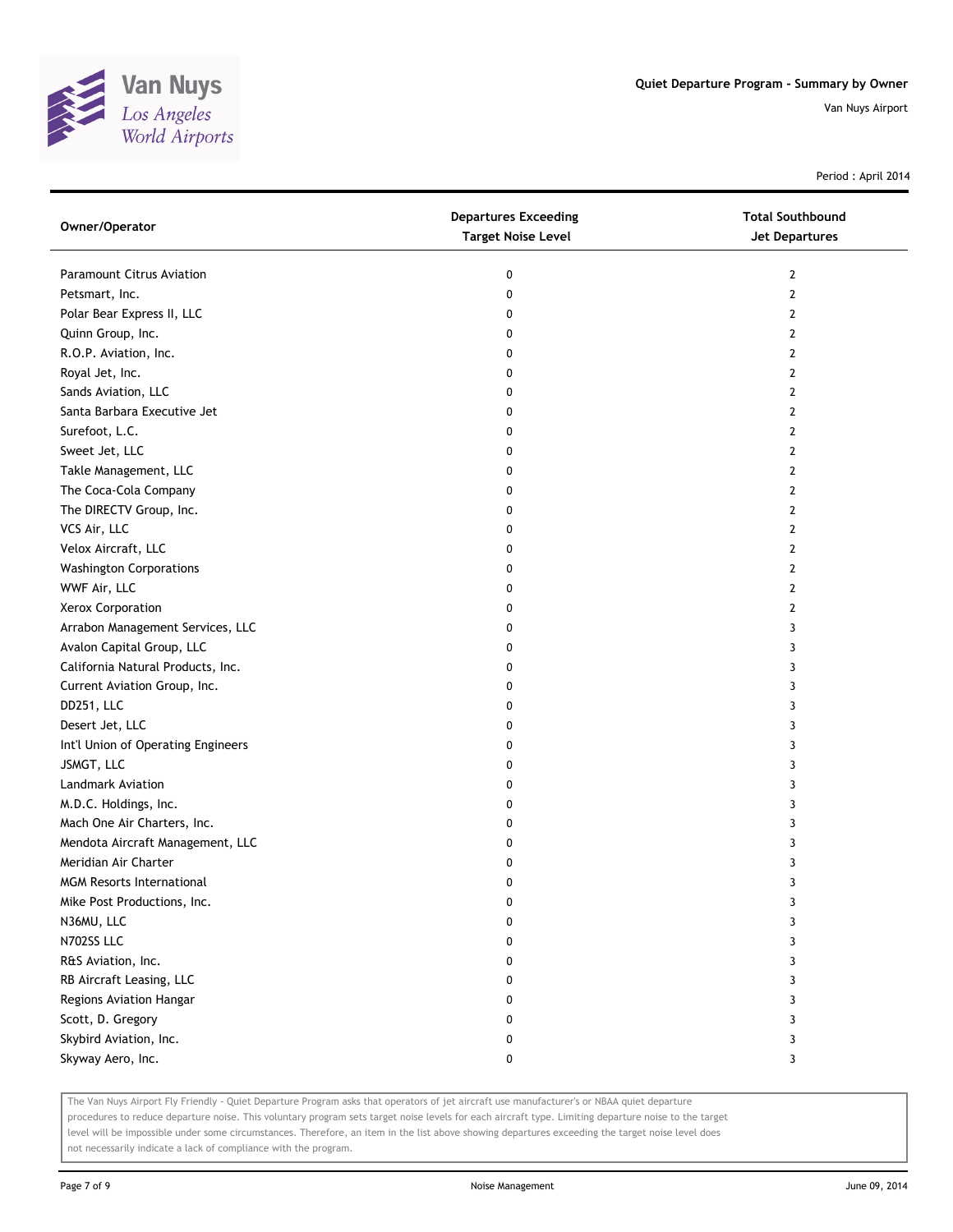Quiet Departure Program - Summary by Owner

Van Nuys Airport

Period : April 2014

| Owner/Operator | Departures Exceeding Target Noise Level | Total Southbound Jet Departures |
|---|---|---|
| Paramount Citrus Aviation | 0 | 2 |
| Petsmart, Inc. | 0 | 2 |
| Polar Bear Express II, LLC | 0 | 2 |
| Quinn Group, Inc. | 0 | 2 |
| R.O.P. Aviation, Inc. | 0 | 2 |
| Royal Jet, Inc. | 0 | 2 |
| Sands Aviation, LLC | 0 | 2 |
| Santa Barbara Executive Jet | 0 | 2 |
| Surefoot, L.C. | 0 | 2 |
| Sweet Jet, LLC | 0 | 2 |
| Takle Management, LLC | 0 | 2 |
| The Coca-Cola Company | 0 | 2 |
| The DIRECTV Group, Inc. | 0 | 2 |
| VCS Air, LLC | 0 | 2 |
| Velox Aircraft, LLC | 0 | 2 |
| Washington Corporations | 0 | 2 |
| WWF Air, LLC | 0 | 2 |
| Xerox Corporation | 0 | 2 |
| Arrabon Management Services, LLC | 0 | 3 |
| Avalon Capital Group, LLC | 0 | 3 |
| California Natural Products, Inc. | 0 | 3 |
| Current Aviation Group, Inc. | 0 | 3 |
| DD251, LLC | 0 | 3 |
| Desert Jet, LLC | 0 | 3 |
| Int'l Union of Operating Engineers | 0 | 3 |
| JSMGT, LLC | 0 | 3 |
| Landmark Aviation | 0 | 3 |
| M.D.C. Holdings, Inc. | 0 | 3 |
| Mach One Air Charters, Inc. | 0 | 3 |
| Mendota Aircraft Management, LLC | 0 | 3 |
| Meridian Air Charter | 0 | 3 |
| MGM Resorts International | 0 | 3 |
| Mike Post Productions, Inc. | 0 | 3 |
| N36MU, LLC | 0 | 3 |
| N702SS LLC | 0 | 3 |
| R&S Aviation, Inc. | 0 | 3 |
| RB Aircraft Leasing, LLC | 0 | 3 |
| Regions Aviation Hangar | 0 | 3 |
| Scott, D. Gregory | 0 | 3 |
| Skybird Aviation, Inc. | 0 | 3 |
| Skyway Aero, Inc. | 0 | 3 |

The Van Nuys Airport Fly Friendly - Quiet Departure Program asks that operators of jet aircraft use manufacturer's or NBAA quiet departure procedures to reduce departure noise. This voluntary program sets target noise levels for each aircraft type. Limiting departure noise to the target level will be impossible under some circumstances. Therefore, an item in the list above showing departures exceeding the target noise level does not necessarily indicate a lack of compliance with the program.

Noise Management

June 09, 2014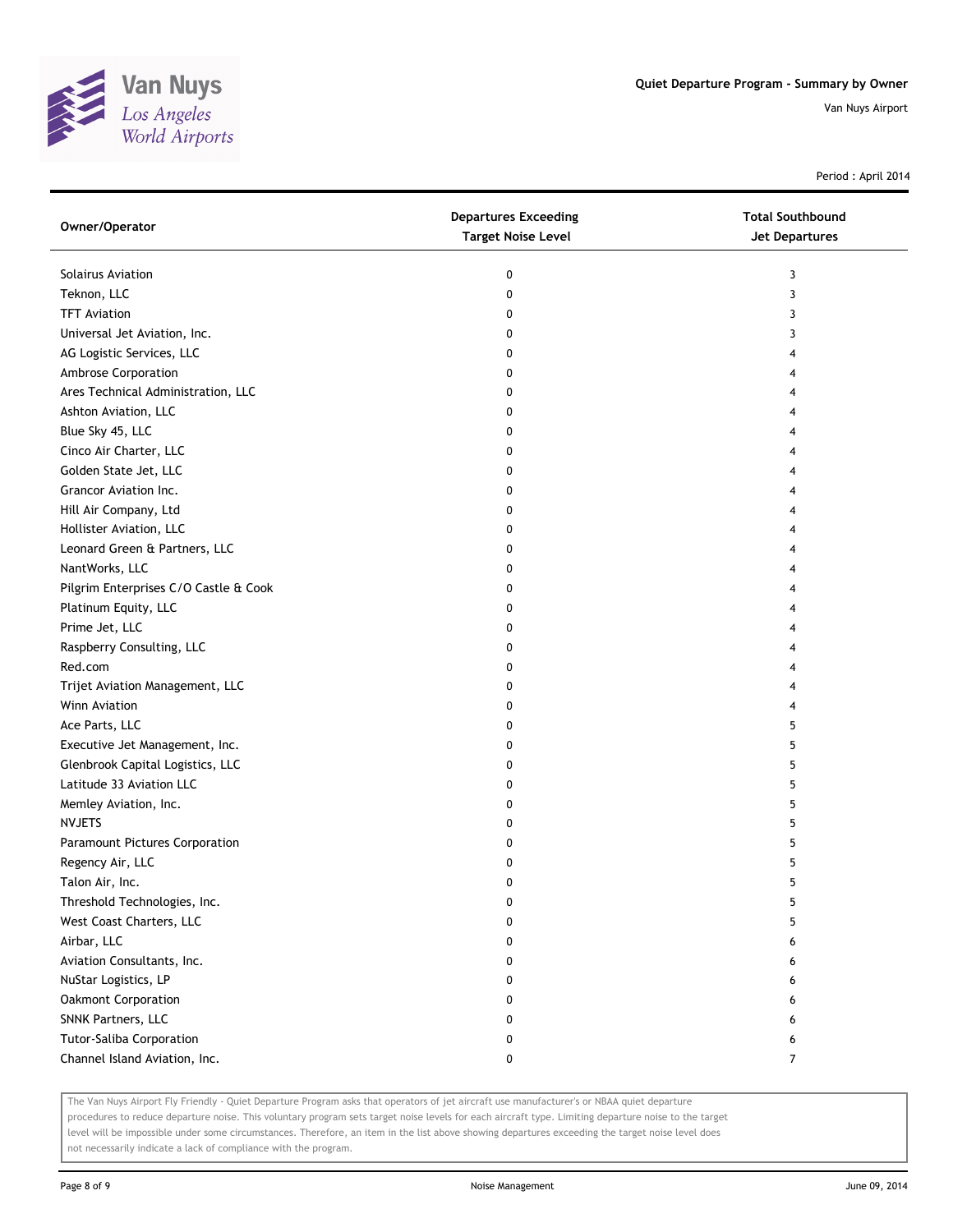# Quiet Departure Program - Summary by Owner

Van Nuys Airport

Period : April 2014

| Owner/Operator | Departures Exceeding Target Noise Level | Total Southbound Jet Departures |
|---|---|---|
| Solairus Aviation | 0 | 3 |
| Teknon, LLC | 0 | 3 |
| TFT Aviation | 0 | 3 |
| Universal Jet Aviation, Inc. | 0 | 3 |
| AG Logistic Services, LLC | 0 | 4 |
| Ambrose Corporation | 0 | 4 |
| Ares Technical Administration, LLC | 0 | 4 |
| Ashton Aviation, LLC | 0 | 4 |
| Blue Sky 45, LLC | 0 | 4 |
| Cinco Air Charter, LLC | 0 | 4 |
| Golden State Jet, LLC | 0 | 4 |
| Grancor Aviation Inc. | 0 | 4 |
| Hill Air Company, Ltd | 0 | 4 |
| Hollister Aviation, LLC | 0 | 4 |
| Leonard Green & Partners, LLC | 0 | 4 |
| NantWorks, LLC | 0 | 4 |
| Pilgrim Enterprises C/O Castle & Cook | 0 | 4 |
| Platinum Equity, LLC | 0 | 4 |
| Prime Jet, LLC | 0 | 4 |
| Raspberry Consulting, LLC | 0 | 4 |
| Red.com | 0 | 4 |
| Trijet Aviation Management, LLC | 0 | 4 |
| Winn Aviation | 0 | 4 |
| Ace Parts, LLC | 0 | 5 |
| Executive Jet Management, Inc. | 0 | 5 |
| Glenbrook Capital Logistics, LLC | 0 | 5 |
| Latitude 33 Aviation LLC | 0 | 5 |
| Memley Aviation, Inc. | 0 | 5 |
| NVJETS | 0 | 5 |
| Paramount Pictures Corporation | 0 | 5 |
| Regency Air, LLC | 0 | 5 |
| Talon Air, Inc. | 0 | 5 |
| Threshold Technologies, Inc. | 0 | 5 |
| West Coast Charters, LLC | 0 | 5 |
| Airbar, LLC | 0 | 6 |
| Aviation Consultants, Inc. | 0 | 6 |
| NuStar Logistics, LP | 0 | 6 |
| Oakmont Corporation | 0 | 6 |
| SNNK Partners, LLC | 0 | 6 |
| Tutor-Saliba Corporation | 0 | 6 |
| Channel Island Aviation, Inc. | 0 | 7 |

The Van Nuys Airport Fly Friendly - Quiet Departure Program asks that operators of jet aircraft use manufacturer's or NBAA quiet departure procedures to reduce departure noise. This voluntary program sets target noise levels for each aircraft type. Limiting departure noise to the target level will be impossible under some circumstances. Therefore, an item in the list above showing departures exceeding the target noise level does not necessarily indicate a lack of compliance with the program.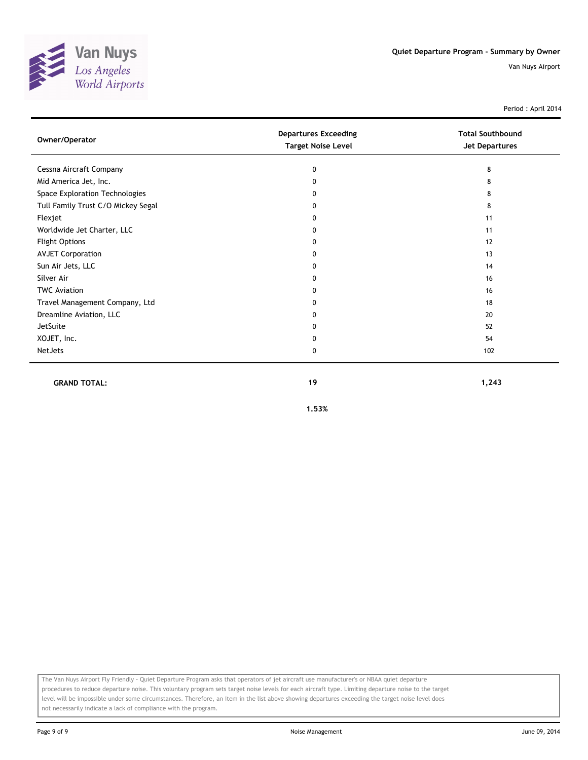## Quiet Departure Program - Summary by Owner

Van Nuys Airport

Period : April 2014

| Owner/Operator | Departures Exceeding Target Noise Level | Total Southbound Jet Departures |
|---|---|---|
| Cessna Aircraft Company | 0 | 8 |
| Mid America Jet, Inc. | 0 | 8 |
| Space Exploration Technologies | 0 | 8 |
| Tull Family Trust C/O Mickey Segal | 0 | 8 |
| Flexjet | 0 | 11 |
| Worldwide Jet Charter, LLC | 0 | 11 |
| Flight Options | 0 | 12 |
| AVJET Corporation | 0 | 13 |
| Sun Air Jets, LLC | 0 | 14 |
| Silver Air | 0 | 16 |
| TWC Aviation | 0 | 16 |
| Travel Management Company, Ltd | 0 | 18 |
| Dreamline Aviation, LLC | 0 | 20 |
| JetSuite | 0 | 52 |
| XOJET, Inc. | 0 | 54 |
| NetJets | 0 | 102 |
| **GRAND TOTAL:** | **19** | **1,243** |
| | **1.53%** | |

The Van Nuys Airport Fly Friendly - Quiet Departure Program asks that operators of jet aircraft use manufacturer's or NBAA quiet departure procedures to reduce departure noise. This voluntary program sets target noise levels for each aircraft type. Limiting departure noise to the target level will be impossible under some circumstances. Therefore, an item in the list above showing departures exceeding the target noise level does not necessarily indicate a lack of compliance with the program.